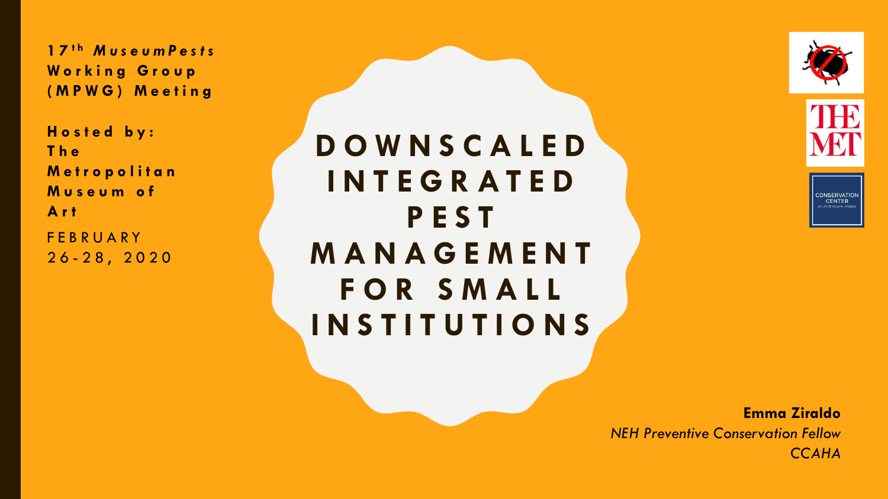**17th *MuseumPests* Working Group (MPWG) Meeting**

**Hosted by: The Metropolitan Museum of Art**

FEBRUARY 26-28, 2020

# DOWNSCALED INTEGRATED PEST MANAGEMENT FOR SMALL INSTITUTIONS

**Emma Ziraldo**

*NEH Preventive Conservation Fellow*

*CCAHA*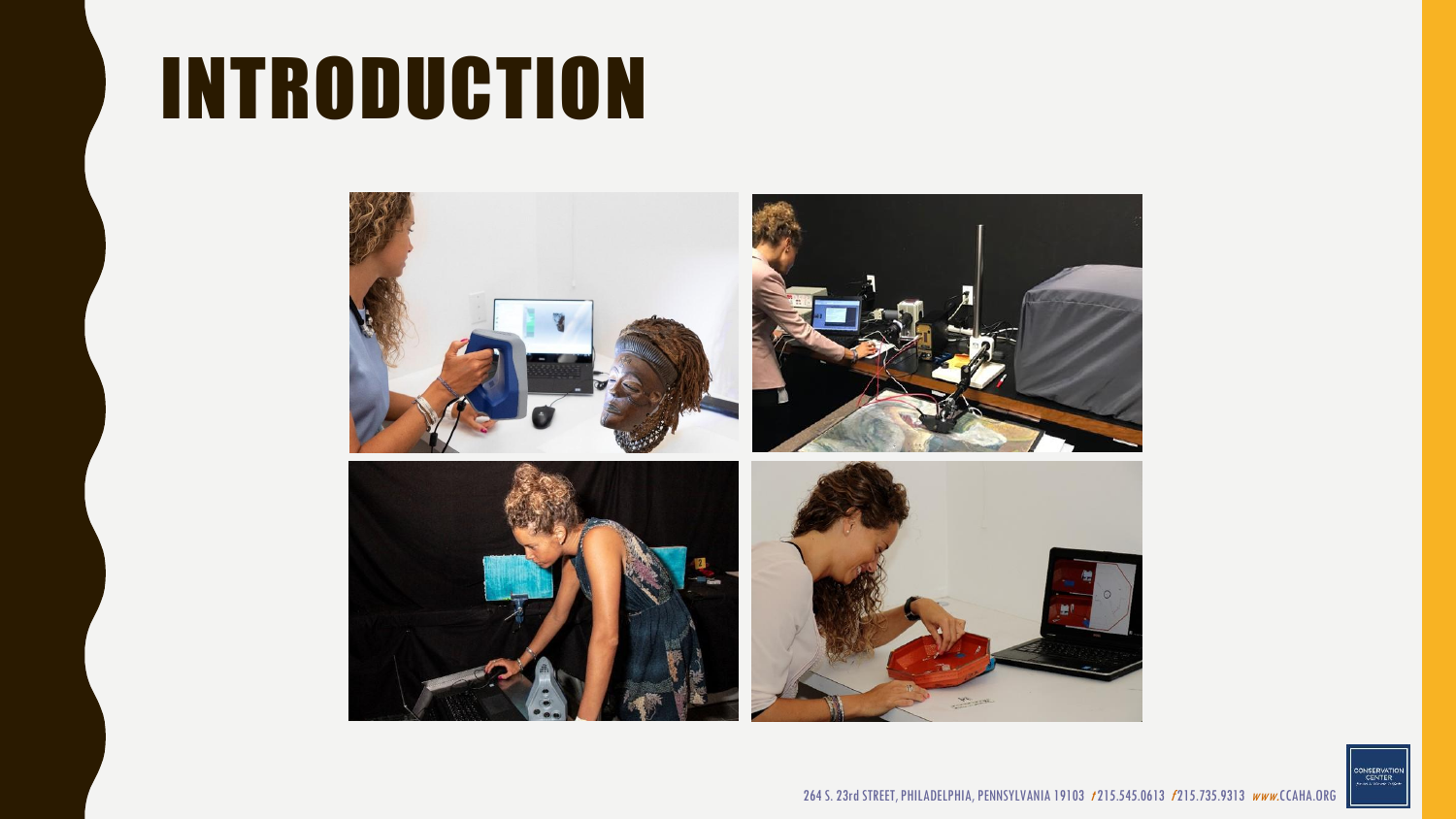# INTRODUCTION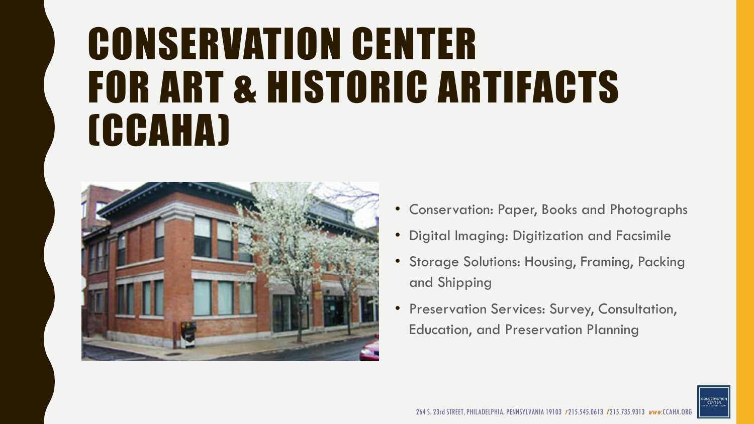# CONSERVATION CENTER FOR ART & HISTORIC ARTIFACTS (CCAHA)

- Conservation: Paper, Books and Photographs
- Digital Imaging: Digitization and Facsimile
- Storage Solutions: Housing, Framing, Packing and Shipping
- Preservation Services: Survey, Consultation, Education, and Preservation Planning

264 S. 23rd STREET, PHILADELPHIA, PENNSYLVANIA 19103 t 215.545.0613 f 215.735.9313 www.CCAHA.ORG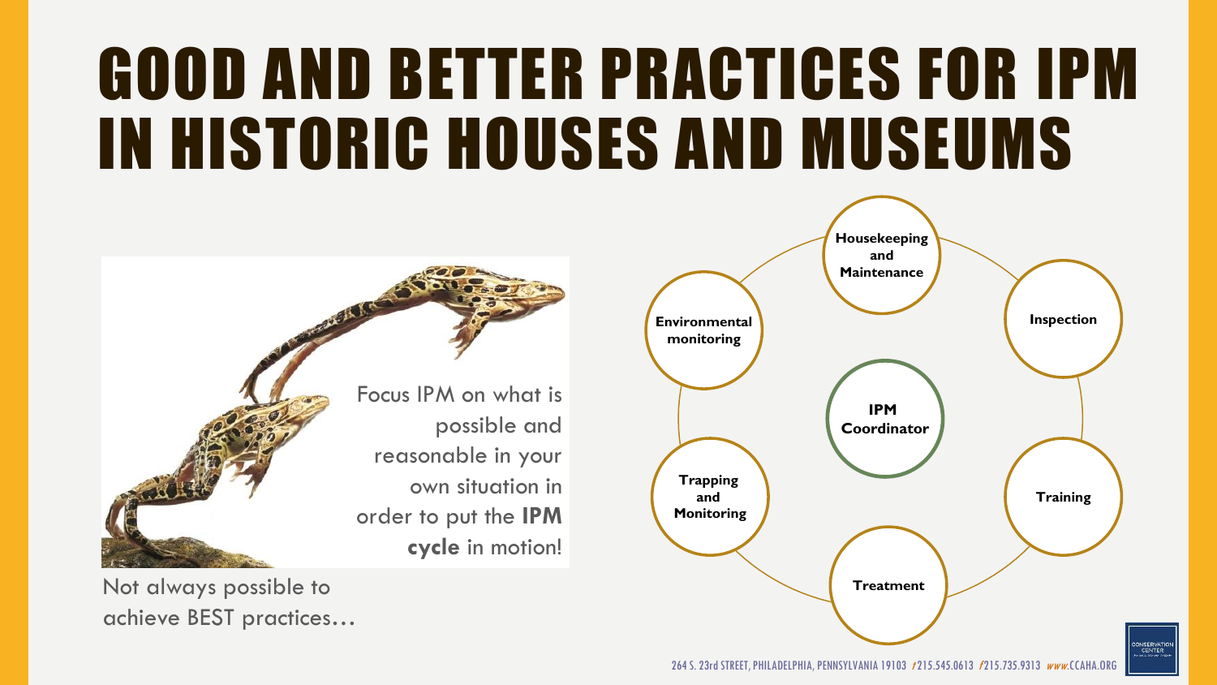# GOOD AND BETTER PRACTICES FOR IPM IN HISTORIC HOUSES AND MUSEUMS

Focus IPM on what is possible and reasonable in your own situation in order to put the **IPM cycle** in motion!

Not always possible to achieve BEST practices…

**IPM Coordinator**

- **Housekeeping and Maintenance**
- **Inspection**
- **Training**
- **Treatment**
- **Trapping and Monitoring**
- **Environmental monitoring**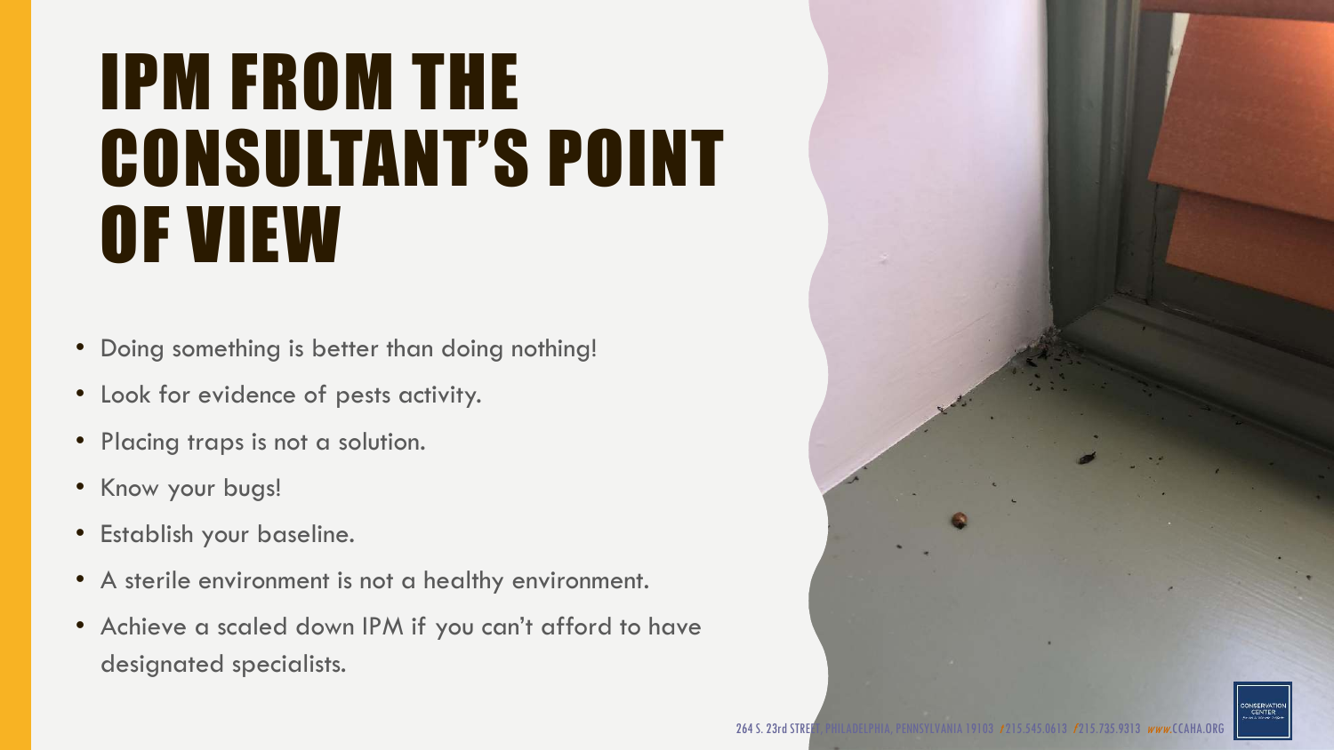# IPM FROM THE CONSULTANT'S POINT OF VIEW

- Doing something is better than doing nothing!
- Look for evidence of pests activity.
- Placing traps is not a solution.
- Know your bugs!
- Establish your baseline.
- A sterile environment is not a healthy environment.
- Achieve a scaled down IPM if you can't afford to have designated specialists.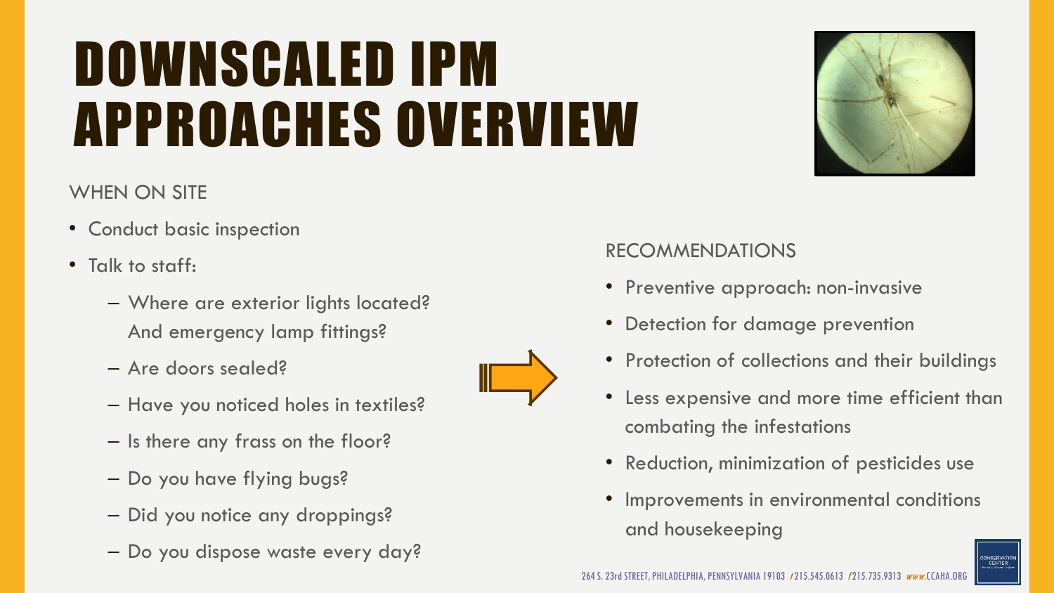# DOWNSCALED IPM APPROACHES OVERVIEW

WHEN ON SITE

- Conduct basic inspection
- Talk to staff:
  - Where are exterior lights located? And emergency lamp fittings?
  - Are doors sealed?
  - Have you noticed holes in textiles?
  - Is there any frass on the floor?
  - Do you have flying bugs?
  - Did you notice any droppings?
  - Do you dispose waste every day?

RECOMMENDATIONS

- Preventive approach: non-invasive
- Detection for damage prevention
- Protection of collections and their buildings
- Less expensive and more time efficient than combating the infestations
- Reduction, minimization of pesticides use
- Improvements in environmental conditions and housekeeping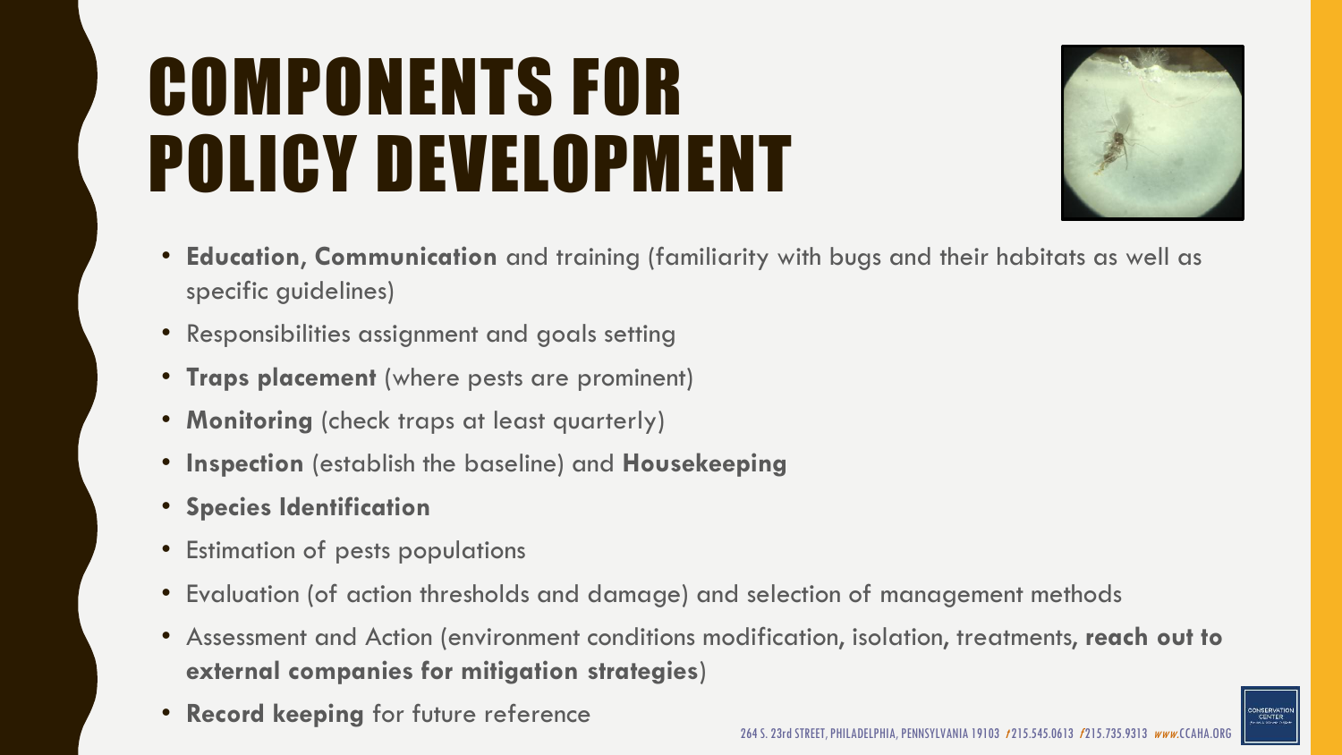# COMPONENTS FOR POLICY DEVELOPMENT

- **Education**, **Communication** and training (familiarity with bugs and their habitats as well as specific guidelines)
- Responsibilities assignment and goals setting
- **Traps placement** (where pests are prominent)
- **Monitoring** (check traps at least quarterly)
- **Inspection** (establish the baseline) and **Housekeeping**
- **Species Identification**
- Estimation of pests populations
- Evaluation (of action thresholds and damage) and selection of management methods
- Assessment and Action (environment conditions modification, isolation, treatments, **reach out to external companies for mitigation strategies**)
- **Record keeping** for future reference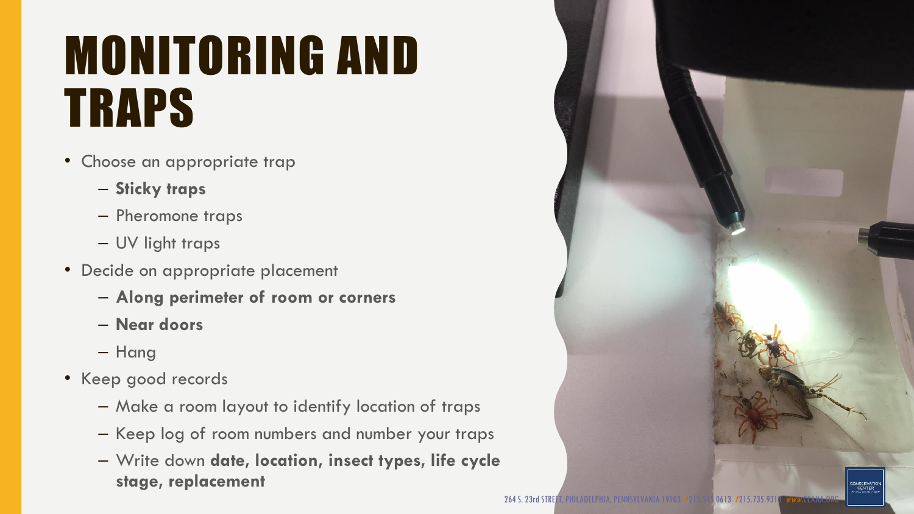# MONITORING AND TRAPS

- Choose an appropriate trap
  - **Sticky traps**
  - Pheromone traps
  - UV light traps
- Decide on appropriate placement
  - **Along perimeter of room or corners**
  - **Near doors**
  - Hang
- Keep good records
  - Make a room layout to identify location of traps
  - Keep log of room numbers and number your traps
  - Write down **date, location, insect types, life cycle stage, replacement**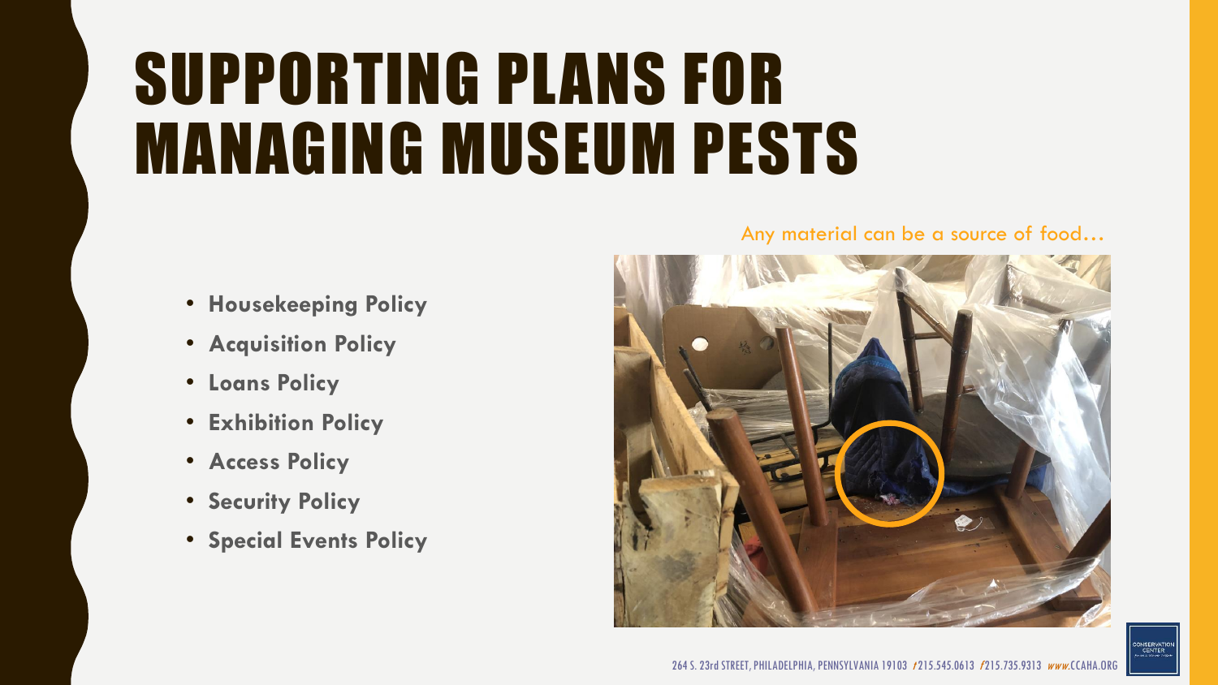# SUPPORTING PLANS FOR MANAGING MUSEUM PESTS

- **Housekeeping Policy**
- **Acquisition Policy**
- **Loans Policy**
- **Exhibition Policy**
- **Access Policy**
- **Security Policy**
- **Special Events Policy**

Any material can be a source of food…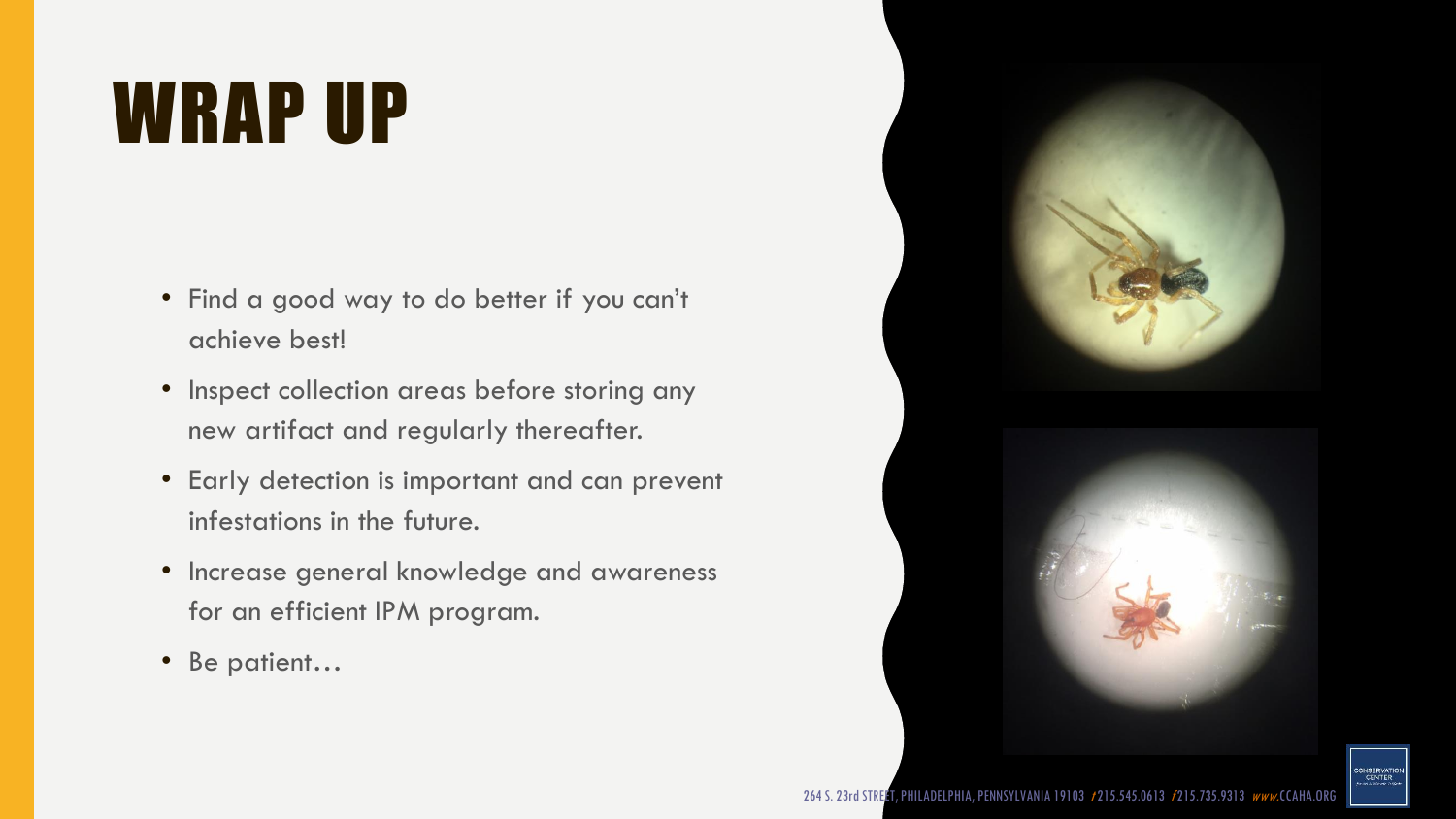# WRAP UP

- Find a good way to do better if you can't achieve best!
- Inspect collection areas before storing any new artifact and regularly thereafter.
- Early detection is important and can prevent infestations in the future.
- Increase general knowledge and awareness for an efficient IPM program.
- Be patient…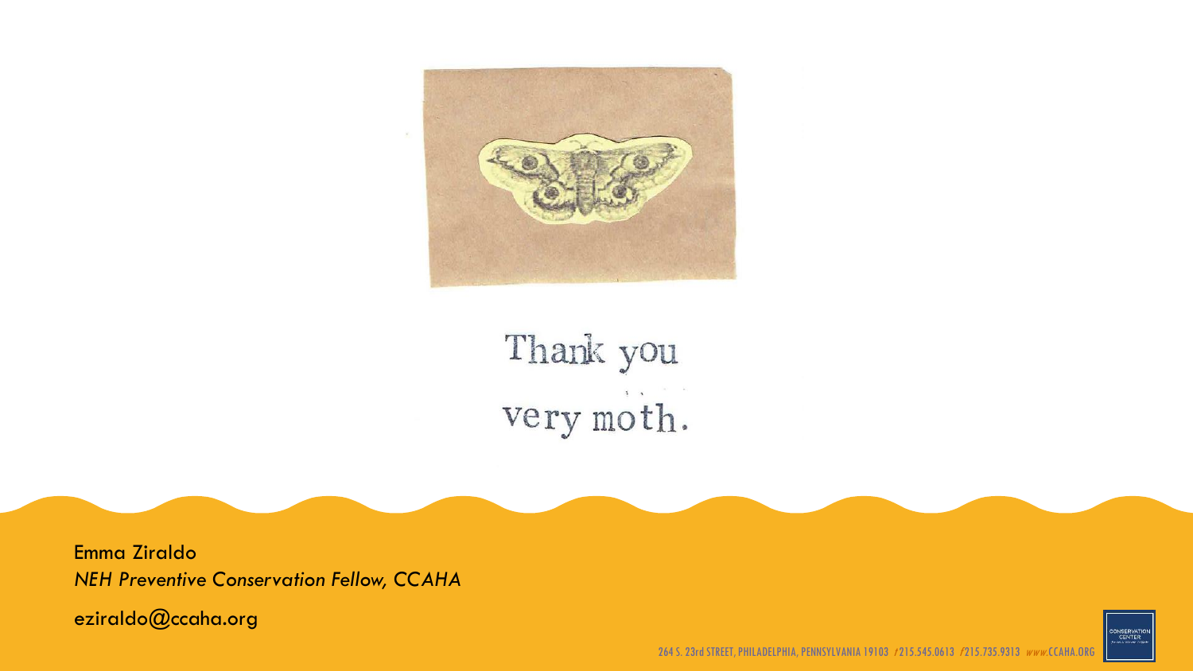Thank you

very moth.

Emma Ziraldo

*NEH Preventive Conservation Fellow, CCAHA*

eziraldo@ccaha.org

264 S. 23rd STREET, PHILADELPHIA, PENNSYLVANIA 19103 / 215.545.0613 / 215.735.9313 www.CCAHA.ORG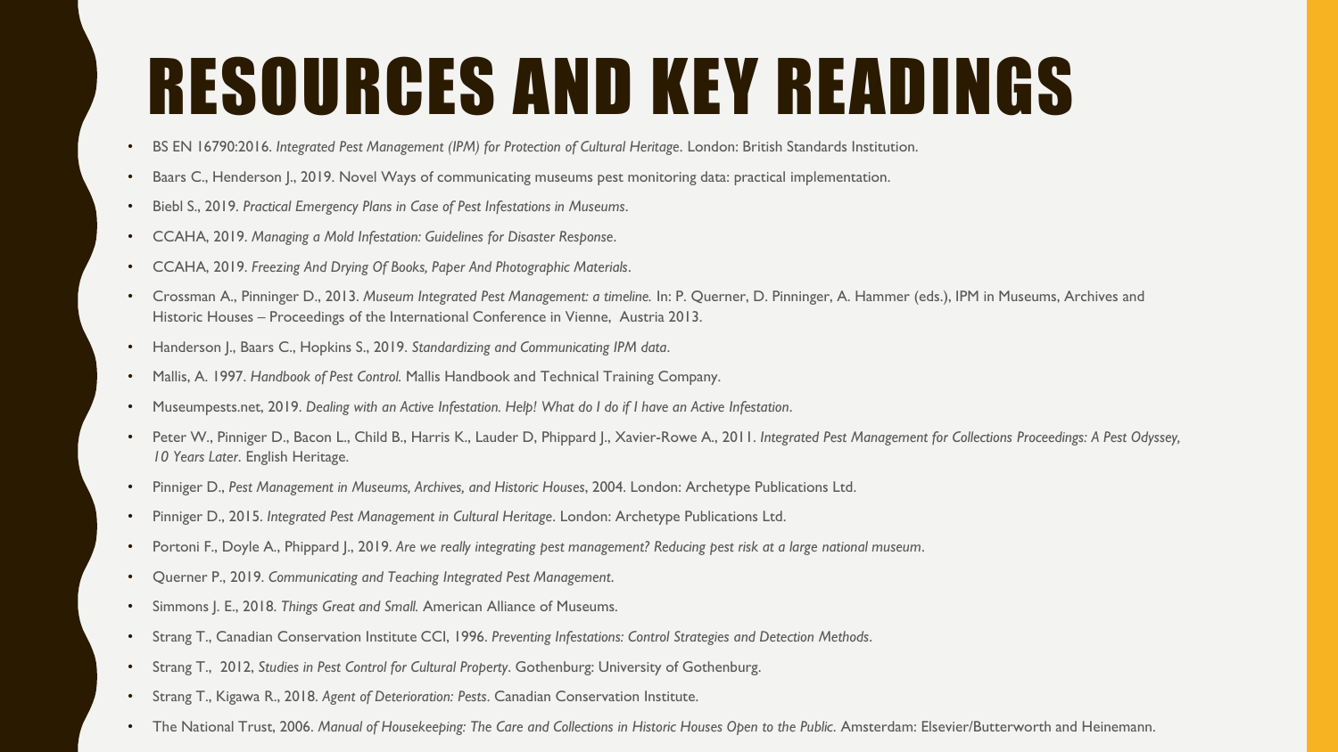# RESOURCES AND KEY READINGS

- BS EN 16790:2016. *Integrated Pest Management (IPM) for Protection of Cultural Heritage*. London: British Standards Institution.
- Baars C., Henderson J., 2019. Novel Ways of communicating museums pest monitoring data: practical implementation.
- Biebl S., 2019. *Practical Emergency Plans in Case of Pest Infestations in Museums*.
- CCAHA, 2019. *Managing a Mold Infestation: Guidelines for Disaster Response*.
- CCAHA, 2019. *Freezing And Drying Of Books, Paper And Photographic Materials*.
- Crossman A., Pinninger D., 2013. *Museum Integrated Pest Management: a timeline.* In: P. Querner, D. Pinninger, A. Hammer (eds.), IPM in Museums, Archives and Historic Houses – Proceedings of the International Conference in Vienne, Austria 2013.
- Handerson J., Baars C., Hopkins S., 2019. *Standardizing and Communicating IPM data*.
- Mallis, A. 1997. *Handbook of Pest Control.* Mallis Handbook and Technical Training Company.
- Museumpests.net, 2019. *Dealing with an Active Infestation. Help! What do I do if I have an Active Infestation*.
- Peter W., Pinniger D., Bacon L., Child B., Harris K., Lauder D, Phippard J., Xavier-Rowe A., 2011. *Integrated Pest Management for Collections Proceedings: A Pest Odyssey, 10 Years Later*. English Heritage.
- Pinniger D., *Pest Management in Museums, Archives, and Historic Houses*, 2004. London: Archetype Publications Ltd.
- Pinniger D., 2015. *Integrated Pest Management in Cultural Heritage*. London: Archetype Publications Ltd.
- Portoni F., Doyle A., Phippard J., 2019. *Are we really integrating pest management? Reducing pest risk at a large national museum*.
- Querner P., 2019. *Communicating and Teaching Integrated Pest Management*.
- Simmons J. E., 2018. *Things Great and Small.* American Alliance of Museums.
- Strang T., Canadian Conservation Institute CCI, 1996. *Preventing Infestations: Control Strategies and Detection Methods*.
- Strang T., 2012, *Studies in Pest Control for Cultural Property*. Gothenburg: University of Gothenburg.
- Strang T., Kigawa R., 2018. *Agent of Deterioration: Pests*. Canadian Conservation Institute.
- The National Trust, 2006. *Manual of Housekeeping: The Care and Collections in Historic Houses Open to the Public*. Amsterdam: Elsevier/Butterworth and Heinemann.